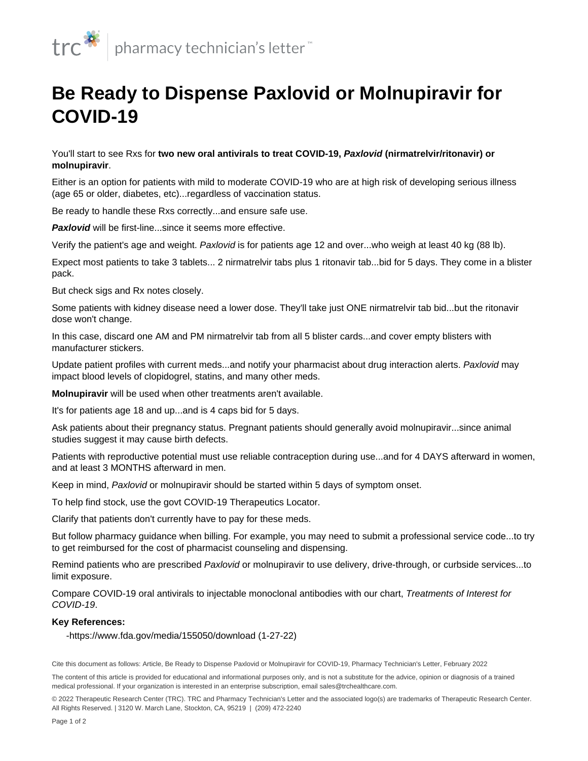# Be Ready to Dispense Paxlovid or Molnupiravir for COVID-19

You'll start to see Rxs for **two new oral antivirals to treat COVID-19, *Paxlovid* (nirmatrelvir/ritonavir) or molnupiravir**.

Either is an option for patients with mild to moderate COVID-19 who are at high risk of developing serious illness (age 65 or older, diabetes, etc)...regardless of vaccination status.

Be ready to handle these Rxs correctly...and ensure safe use.

***Paxlovid*** will be first-line...since it seems more effective.

Verify the patient's age and weight. *Paxlovid* is for patients age 12 and over...who weigh at least 40 kg (88 lb).

Expect most patients to take 3 tablets... 2 nirmatrelvir tabs plus 1 ritonavir tab...bid for 5 days. They come in a blister pack.

But check sigs and Rx notes closely.

Some patients with kidney disease need a lower dose. They'll take just ONE nirmatrelvir tab bid...but the ritonavir dose won't change.

In this case, discard one AM and PM nirmatrelvir tab from all 5 blister cards...and cover empty blisters with manufacturer stickers.

Update patient profiles with current meds...and notify your pharmacist about drug interaction alerts. *Paxlovid* may impact blood levels of clopidogrel, statins, and many other meds.

**Molnupiravir** will be used when other treatments aren't available.

It's for patients age 18 and up...and is 4 caps bid for 5 days.

Ask patients about their pregnancy status. Pregnant patients should generally avoid molnupiravir...since animal studies suggest it may cause birth defects.

Patients with reproductive potential must use reliable contraception during use...and for 4 DAYS afterward in women, and at least 3 MONTHS afterward in men.

Keep in mind, *Paxlovid* or molnupiravir should be started within 5 days of symptom onset.

To help find stock, use the govt COVID-19 Therapeutics Locator.

Clarify that patients don't currently have to pay for these meds.

But follow pharmacy guidance when billing. For example, you may need to submit a professional service code...to try to get reimbursed for the cost of pharmacist counseling and dispensing.

Remind patients who are prescribed *Paxlovid* or molnupiravir to use delivery, drive-through, or curbside services...to limit exposure.

Compare COVID-19 oral antivirals to injectable monoclonal antibodies with our chart, *Treatments of Interest for COVID-19*.

**Key References:**

- https://www.fda.gov/media/155050/download (1-27-22)

Cite this document as follows: Article, Be Ready to Dispense Paxlovid or Molnupiravir for COVID-19, Pharmacy Technician's Letter, February 2022

The content of this article is provided for educational and informational purposes only, and is not a substitute for the advice, opinion or diagnosis of a trained medical professional. If your organization is interested in an enterprise subscription, email sales@trchealthcare.com.

© 2022 Therapeutic Research Center (TRC). TRC and Pharmacy Technician's Letter and the associated logo(s) are trademarks of Therapeutic Research Center. All Rights Reserved. | 3120 W. March Lane, Stockton, CA, 95219 | (209) 472-2240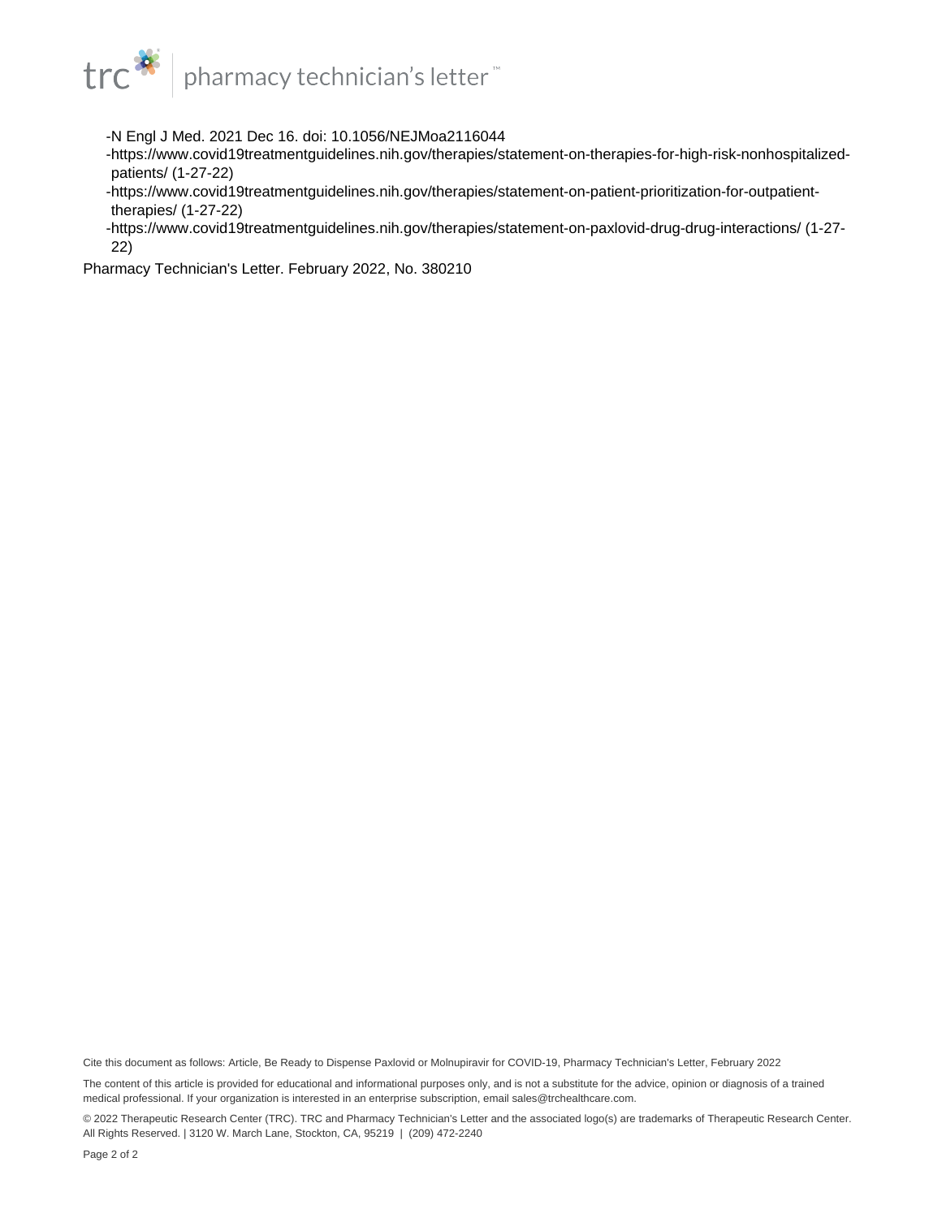-N Engl J Med. 2021 Dec 16. doi: 10.1056/NEJMoa2116044

-https://www.covid19treatmentguidelines.nih.gov/therapies/statement-on-therapies-for-high-risk-nonhospitalized-patients/ (1-27-22)

-https://www.covid19treatmentguidelines.nih.gov/therapies/statement-on-patient-prioritization-for-outpatient-therapies/ (1-27-22)

-https://www.covid19treatmentguidelines.nih.gov/therapies/statement-on-paxlovid-drug-drug-interactions/ (1-27-22)

Pharmacy Technician's Letter. February 2022, No. 380210

Cite this document as follows: Article, Be Ready to Dispense Paxlovid or Molnupiravir for COVID-19, Pharmacy Technician's Letter, February 2022

The content of this article is provided for educational and informational purposes only, and is not a substitute for the advice, opinion or diagnosis of a trained medical professional. If your organization is interested in an enterprise subscription, email sales@trchealthcare.com.

© 2022 Therapeutic Research Center (TRC). TRC and Pharmacy Technician's Letter and the associated logo(s) are trademarks of Therapeutic Research Center. All Rights Reserved. | 3120 W. March Lane, Stockton, CA, 95219 | (209) 472-2240